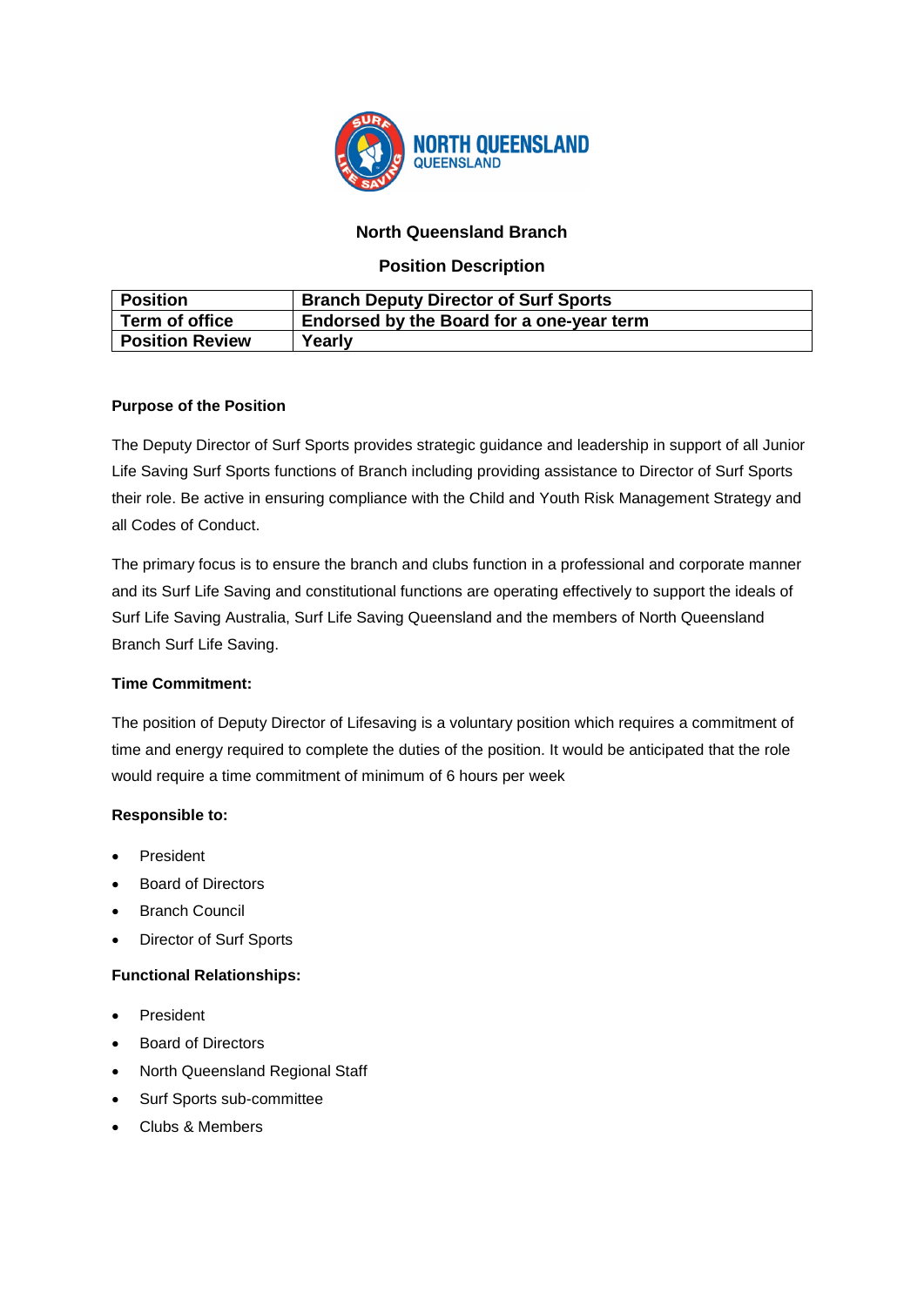## North Queensland Branch

### Position Description

| Position | Branch Deputy Director of Surf Sports |
|---|---|
| Term of office | Endorsed by the Board for a one-year term |
| Position Review | Yearly |

**Purpose of the Position**

The Deputy Director of Surf Sports provides strategic guidance and leadership in support of all Junior Life Saving Surf Sports functions of Branch including providing assistance to Director of Surf Sports their role. Be active in ensuring compliance with the Child and Youth Risk Management Strategy and all Codes of Conduct.

The primary focus is to ensure the branch and clubs function in a professional and corporate manner and its Surf Life Saving and constitutional functions are operating effectively to support the ideals of Surf Life Saving Australia, Surf Life Saving Queensland and the members of North Queensland Branch Surf Life Saving.

**Time Commitment:**

The position of Deputy Director of Lifesaving is a voluntary position which requires a commitment of time and energy required to complete the duties of the position. It would be anticipated that the role would require a time commitment of minimum of 6 hours per week

**Responsible to:**

- President
- Board of Directors
- Branch Council
- Director of Surf Sports

**Functional Relationships:**

- President
- Board of Directors
- North Queensland Regional Staff
- Surf Sports sub-committee
- Clubs & Members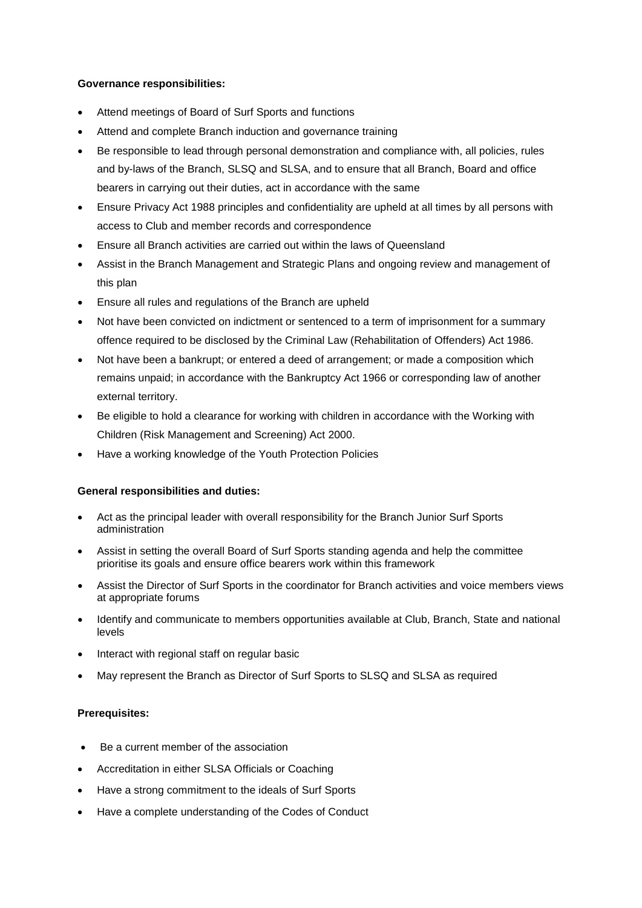**Governance responsibilities:**

- Attend meetings of Board of Surf Sports and functions
- Attend and complete Branch induction and governance training
- Be responsible to lead through personal demonstration and compliance with, all policies, rules and by-laws of the Branch, SLSQ and SLSA, and to ensure that all Branch, Board and office bearers in carrying out their duties, act in accordance with the same
- Ensure Privacy Act 1988 principles and confidentiality are upheld at all times by all persons with access to Club and member records and correspondence
- Ensure all Branch activities are carried out within the laws of Queensland
- Assist in the Branch Management and Strategic Plans and ongoing review and management of this plan
- Ensure all rules and regulations of the Branch are upheld
- Not have been convicted on indictment or sentenced to a term of imprisonment for a summary offence required to be disclosed by the Criminal Law (Rehabilitation of Offenders) Act 1986.
- Not have been a bankrupt; or entered a deed of arrangement; or made a composition which remains unpaid; in accordance with the Bankruptcy Act 1966 or corresponding law of another external territory.
- Be eligible to hold a clearance for working with children in accordance with the Working with Children (Risk Management and Screening) Act 2000.
- Have a working knowledge of the Youth Protection Policies

**General responsibilities and duties:**

- Act as the principal leader with overall responsibility for the Branch Junior Surf Sports administration
- Assist in setting the overall Board of Surf Sports standing agenda and help the committee prioritise its goals and ensure office bearers work within this framework
- Assist the Director of Surf Sports in the coordinator for Branch activities and voice members views at appropriate forums
- Identify and communicate to members opportunities available at Club, Branch, State and national levels
- Interact with regional staff on regular basic
- May represent the Branch as Director of Surf Sports to SLSQ and SLSA as required

**Prerequisites:**

- Be a current member of the association
- Accreditation in either SLSA Officials or Coaching
- Have a strong commitment to the ideals of Surf Sports
- Have a complete understanding of the Codes of Conduct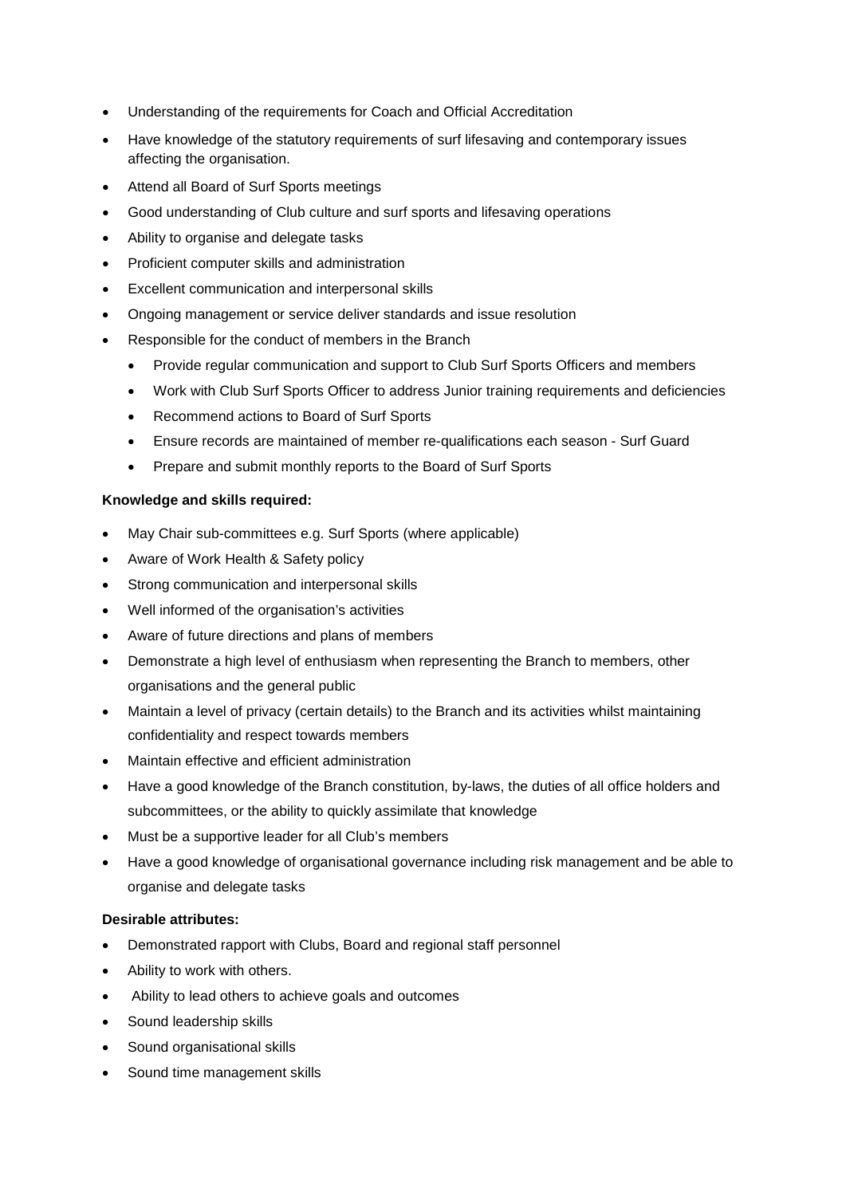- Understanding of the requirements for Coach and Official Accreditation
- Have knowledge of the statutory requirements of surf lifesaving and contemporary issues affecting the organisation.
- Attend all Board of Surf Sports meetings
- Good understanding of Club culture and surf sports and lifesaving operations
- Ability to organise and delegate tasks
- Proficient computer skills and administration
- Excellent communication and interpersonal skills
- Ongoing management or service deliver standards and issue resolution
- Responsible for the conduct of members in the Branch
  - Provide regular communication and support to Club Surf Sports Officers and members
  - Work with Club Surf Sports Officer to address Junior training requirements and deficiencies
  - Recommend actions to Board of Surf Sports
  - Ensure records are maintained of member re-qualifications each season - Surf Guard
  - Prepare and submit monthly reports to the Board of Surf Sports

**Knowledge and skills required:**

- May Chair sub-committees e.g. Surf Sports (where applicable)
- Aware of Work Health & Safety policy
- Strong communication and interpersonal skills
- Well informed of the organisation's activities
- Aware of future directions and plans of members
- Demonstrate a high level of enthusiasm when representing the Branch to members, other organisations and the general public
- Maintain a level of privacy (certain details) to the Branch and its activities whilst maintaining confidentiality and respect towards members
- Maintain effective and efficient administration
- Have a good knowledge of the Branch constitution, by-laws, the duties of all office holders and subcommittees, or the ability to quickly assimilate that knowledge
- Must be a supportive leader for all Club's members
- Have a good knowledge of organisational governance including risk management and be able to organise and delegate tasks

**Desirable attributes:**

- Demonstrated rapport with Clubs, Board and regional staff personnel
- Ability to work with others.
- Ability to lead others to achieve goals and outcomes
- Sound leadership skills
- Sound organisational skills
- Sound time management skills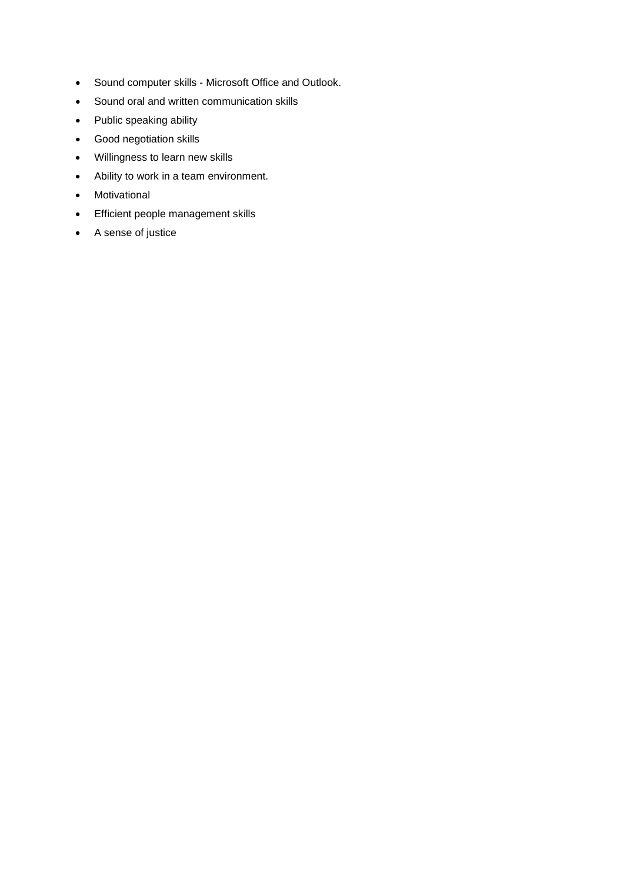- Sound computer skills - Microsoft Office and Outlook.
- Sound oral and written communication skills
- Public speaking ability
- Good negotiation skills
- Willingness to learn new skills
- Ability to work in a team environment.
- Motivational
- Efficient people management skills
- A sense of justice